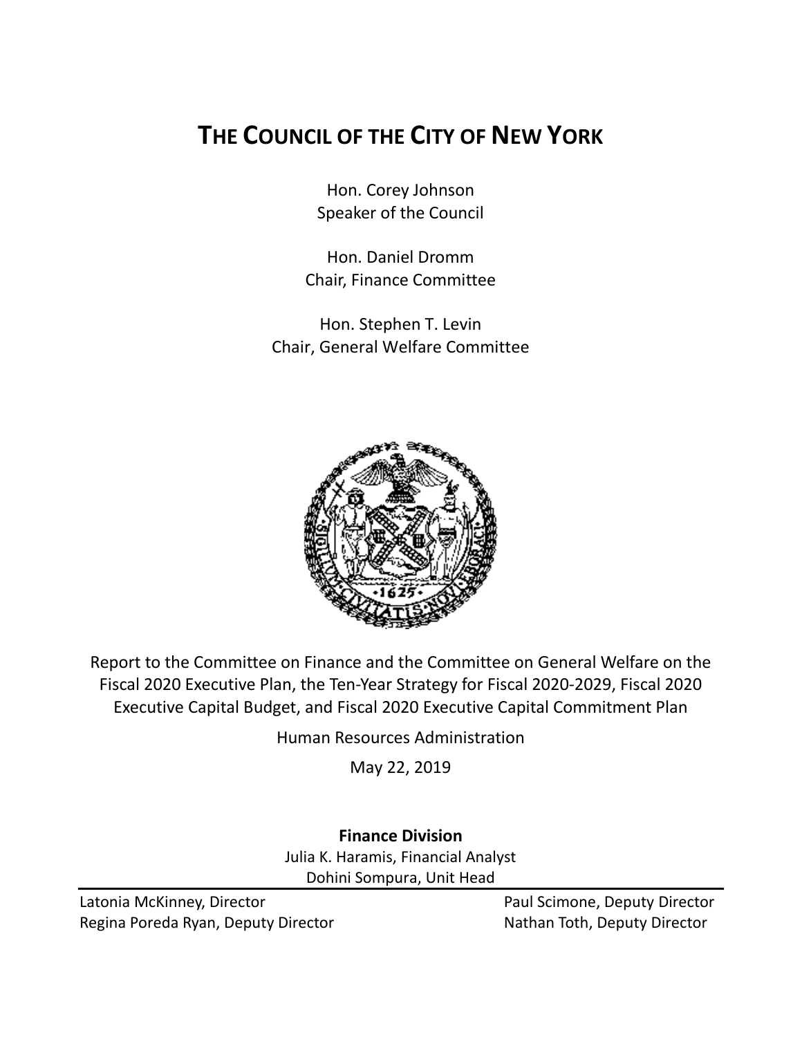# THE COUNCIL OF THE CITY OF NEW YORK

Hon. Corey Johnson
Speaker of the Council

Hon. Daniel Dromm
Chair, Finance Committee

Hon. Stephen T. Levin
Chair, General Welfare Committee

Report to the Committee on Finance and the Committee on General Welfare on the Fiscal 2020 Executive Plan, the Ten-Year Strategy for Fiscal 2020-2029, Fiscal 2020 Executive Capital Budget, and Fiscal 2020 Executive Capital Commitment Plan

Human Resources Administration

May 22, 2019

**Finance Division**

Julia K. Haramis, Financial Analyst
Dohini Sompura, Unit Head

Latonia McKinney, Director
Regina Poreda Ryan, Deputy Director
Paul Scimone, Deputy Director
Nathan Toth, Deputy Director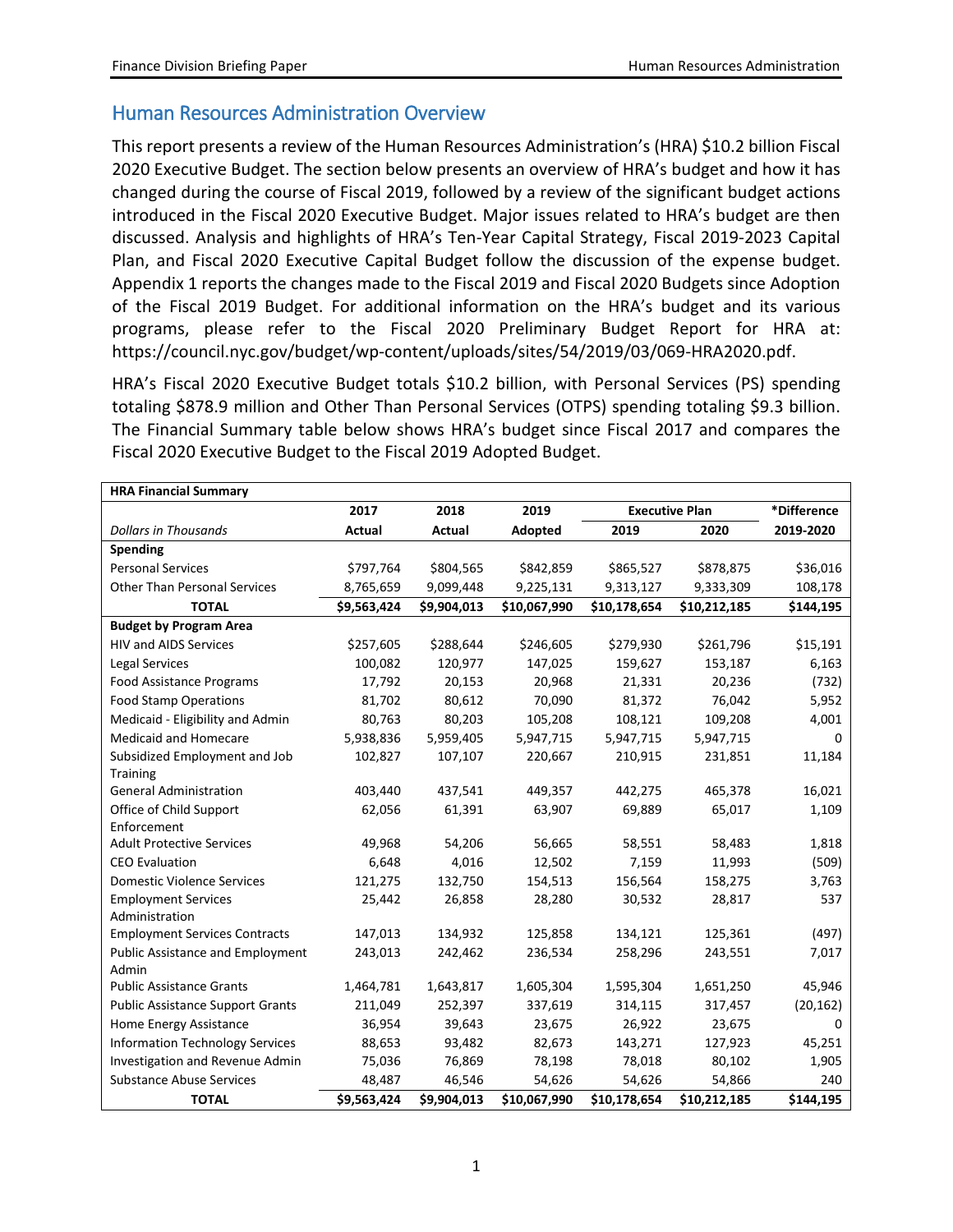## Human Resources Administration Overview

This report presents a review of the Human Resources Administration's (HRA) $10.2 billion Fiscal 2020 Executive Budget. The section below presents an overview of HRA's budget and how it has changed during the course of Fiscal 2019, followed by a review of the significant budget actions introduced in the Fiscal 2020 Executive Budget. Major issues related to HRA's budget are then discussed. Analysis and highlights of HRA's Ten-Year Capital Strategy, Fiscal 2019-2023 Capital Plan, and Fiscal 2020 Executive Capital Budget follow the discussion of the expense budget. Appendix 1 reports the changes made to the Fiscal 2019 and Fiscal 2020 Budgets since Adoption of the Fiscal 2019 Budget. For additional information on the HRA's budget and its various programs, please refer to the Fiscal 2020 Preliminary Budget Report for HRA at: https://council.nyc.gov/budget/wp-content/uploads/sites/54/2019/03/069-HRA2020.pdf.

HRA's Fiscal 2020 Executive Budget totals $10.2 billion, with Personal Services (PS) spending totaling $878.9 million and Other Than Personal Services (OTPS) spending totaling $9.3 billion. The Financial Summary table below shows HRA's budget since Fiscal 2017 and compares the Fiscal 2020 Executive Budget to the Fiscal 2019 Adopted Budget.

| **HRA Financial Summary** | | | | | | |
|---|---|---|---|---|---|---|
| | **2017** | **2018** | **2019** | **Executive Plan** | | ***Difference** |
| *Dollars in Thousands* | **Actual** | **Actual** | **Adopted** | **2019** | **2020** | **2019-2020** |
| **Spending** | | | | | | |
| Personal Services | $797,764 | $804,565 | $842,859 | $865,527 | $878,875 | $36,016 |
| Other Than Personal Services | 8,765,659 | 9,099,448 | 9,225,131 | 9,313,127 | 9,333,309 | 108,178 |
| **TOTAL** | **$9,563,424** | **$9,904,013** | **$10,067,990** | **$10,178,654** | **$10,212,185** | **$144,195** |
| **Budget by Program Area** | | | | | | |
| HIV and AIDS Services | $257,605 | $288,644 | $246,605 | $279,930 | $261,796 | $15,191 |
| Legal Services | 100,082 | 120,977 | 147,025 | 159,627 | 153,187 | 6,163 |
| Food Assistance Programs | 17,792 | 20,153 | 20,968 | 21,331 | 20,236 | (732) |
| Food Stamp Operations | 81,702 | 80,612 | 70,090 | 81,372 | 76,042 | 5,952 |
| Medicaid - Eligibility and Admin | 80,763 | 80,203 | 105,208 | 108,121 | 109,208 | 4,001 |
| Medicaid and Homecare | 5,938,836 | 5,959,405 | 5,947,715 | 5,947,715 | 5,947,715 | 0 |
| Subsidized Employment and Job Training | 102,827 | 107,107 | 220,667 | 210,915 | 231,851 | 11,184 |
| General Administration | 403,440 | 437,541 | 449,357 | 442,275 | 465,378 | 16,021 |
| Office of Child Support Enforcement | 62,056 | 61,391 | 63,907 | 69,889 | 65,017 | 1,109 |
| Adult Protective Services | 49,968 | 54,206 | 56,665 | 58,551 | 58,483 | 1,818 |
| CEO Evaluation | 6,648 | 4,016 | 12,502 | 7,159 | 11,993 | (509) |
| Domestic Violence Services | 121,275 | 132,750 | 154,513 | 156,564 | 158,275 | 3,763 |
| Employment Services Administration | 25,442 | 26,858 | 28,280 | 30,532 | 28,817 | 537 |
| Employment Services Contracts | 147,013 | 134,932 | 125,858 | 134,121 | 125,361 | (497) |
| Public Assistance and Employment Admin | 243,013 | 242,462 | 236,534 | 258,296 | 243,551 | 7,017 |
| Public Assistance Grants | 1,464,781 | 1,643,817 | 1,605,304 | 1,595,304 | 1,651,250 | 45,946 |
| Public Assistance Support Grants | 211,049 | 252,397 | 337,619 | 314,115 | 317,457 | (20,162) |
| Home Energy Assistance | 36,954 | 39,643 | 23,675 | 26,922 | 23,675 | 0 |
| Information Technology Services | 88,653 | 93,482 | 82,673 | 143,271 | 127,923 | 45,251 |
| Investigation and Revenue Admin | 75,036 | 76,869 | 78,198 | 78,018 | 80,102 | 1,905 |
| Substance Abuse Services | 48,487 | 46,546 | 54,626 | 54,626 | 54,866 | 240 |
| **TOTAL** | **$9,563,424** | **$9,904,013** | **$10,067,990** | **$10,178,654** | **$10,212,185** | **$144,195** |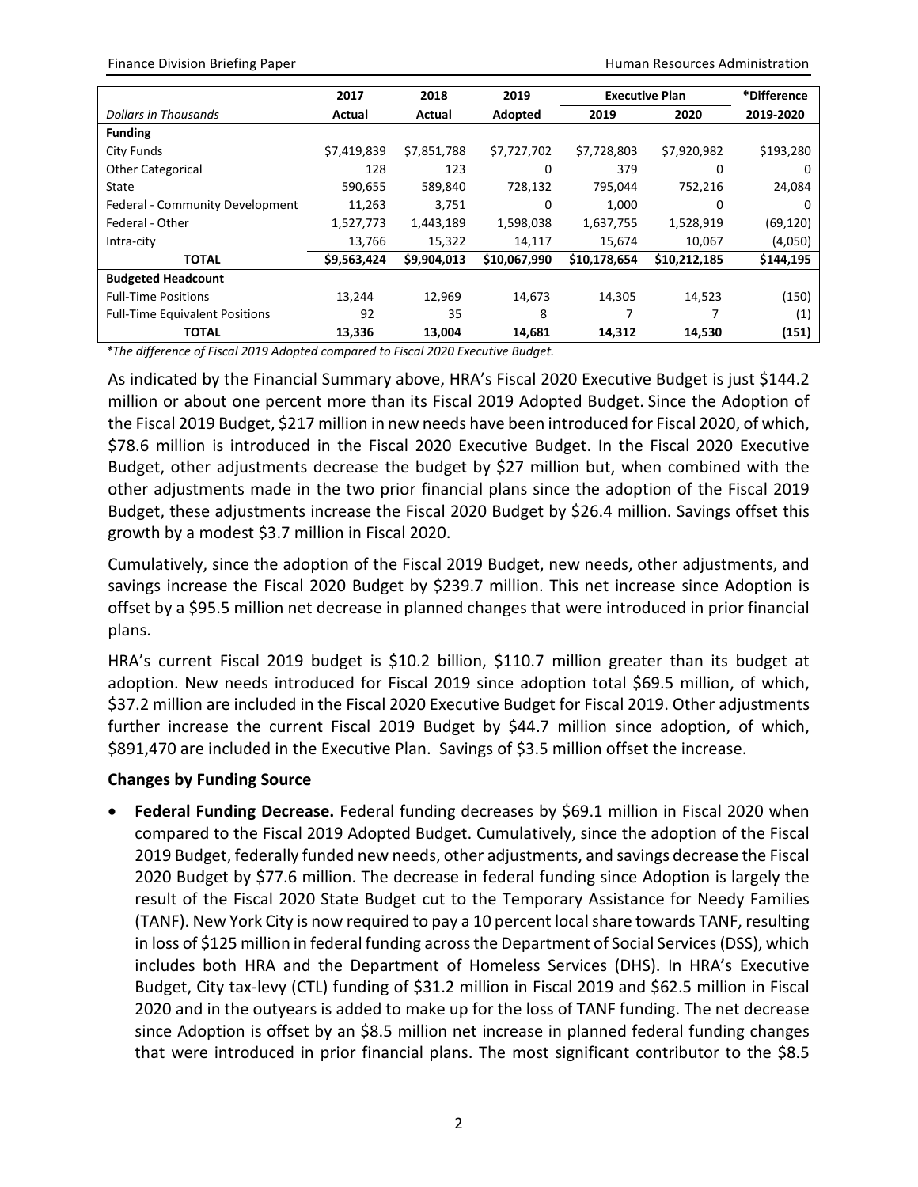| | 2017 | 2018 | 2019 | Executive Plan | | *Difference |
|---|---|---|---|---|---|---|
| *Dollars in Thousands* | Actual | Actual | Adopted | 2019 | 2020 | 2019-2020 |
| **Funding** | | | | | | |
| City Funds | $7,419,839 | $7,851,788 | $7,727,702 | $7,728,803 | $7,920,982 | $193,280 |
| Other Categorical | 128 | 123 | 0 | 379 | 0 | 0 |
| State | 590,655 | 589,840 | 728,132 | 795,044 | 752,216 | 24,084 |
| Federal - Community Development | 11,263 | 3,751 | 0 | 1,000 | 0 | 0 |
| Federal - Other | 1,527,773 | 1,443,189 | 1,598,038 | 1,637,755 | 1,528,919 | (69,120) |
| Intra-city | 13,766 | 15,322 | 14,117 | 15,674 | 10,067 | (4,050) |
| **TOTAL** | **$9,563,424** | **$9,904,013** | **$10,067,990** | **$10,178,654** | **$10,212,185** | **$144,195** |
| **Budgeted Headcount** | | | | | | |
| Full-Time Positions | 13,244 | 12,969 | 14,673 | 14,305 | 14,523 | (150) |
| Full-Time Equivalent Positions | 92 | 35 | 8 | 7 | 7 | (1) |
| **TOTAL** | **13,336** | **13,004** | **14,681** | **14,312** | **14,530** | **(151)** |

*\*The difference of Fiscal 2019 Adopted compared to Fiscal 2020 Executive Budget.*

As indicated by the Financial Summary above, HRA's Fiscal 2020 Executive Budget is just $144.2 million or about one percent more than its Fiscal 2019 Adopted Budget. Since the Adoption of the Fiscal 2019 Budget, $217 million in new needs have been introduced for Fiscal 2020, of which, $78.6 million is introduced in the Fiscal 2020 Executive Budget. In the Fiscal 2020 Executive Budget, other adjustments decrease the budget by $27 million but, when combined with the other adjustments made in the two prior financial plans since the adoption of the Fiscal 2019 Budget, these adjustments increase the Fiscal 2020 Budget by $26.4 million. Savings offset this growth by a modest $3.7 million in Fiscal 2020.

Cumulatively, since the adoption of the Fiscal 2019 Budget, new needs, other adjustments, and savings increase the Fiscal 2020 Budget by $239.7 million. This net increase since Adoption is offset by a $95.5 million net decrease in planned changes that were introduced in prior financial plans.

HRA's current Fiscal 2019 budget is $10.2 billion, $110.7 million greater than its budget at adoption. New needs introduced for Fiscal 2019 since adoption total $69.5 million, of which, $37.2 million are included in the Fiscal 2020 Executive Budget for Fiscal 2019. Other adjustments further increase the current Fiscal 2019 Budget by $44.7 million since adoption, of which, $891,470 are included in the Executive Plan. Savings of $3.5 million offset the increase.

**Changes by Funding Source**

- **Federal Funding Decrease.** Federal funding decreases by $69.1 million in Fiscal 2020 when compared to the Fiscal 2019 Adopted Budget. Cumulatively, since the adoption of the Fiscal 2019 Budget, federally funded new needs, other adjustments, and savings decrease the Fiscal 2020 Budget by $77.6 million. The decrease in federal funding since Adoption is largely the result of the Fiscal 2020 State Budget cut to the Temporary Assistance for Needy Families (TANF). New York City is now required to pay a 10 percent local share towards TANF, resulting in loss of $125 million in federal funding across the Department of Social Services (DSS), which includes both HRA and the Department of Homeless Services (DHS). In HRA's Executive Budget, City tax-levy (CTL) funding of $31.2 million in Fiscal 2019 and $62.5 million in Fiscal 2020 and in the outyears is added to make up for the loss of TANF funding. The net decrease since Adoption is offset by an $8.5 million net increase in planned federal funding changes that were introduced in prior financial plans. The most significant contributor to the $8.5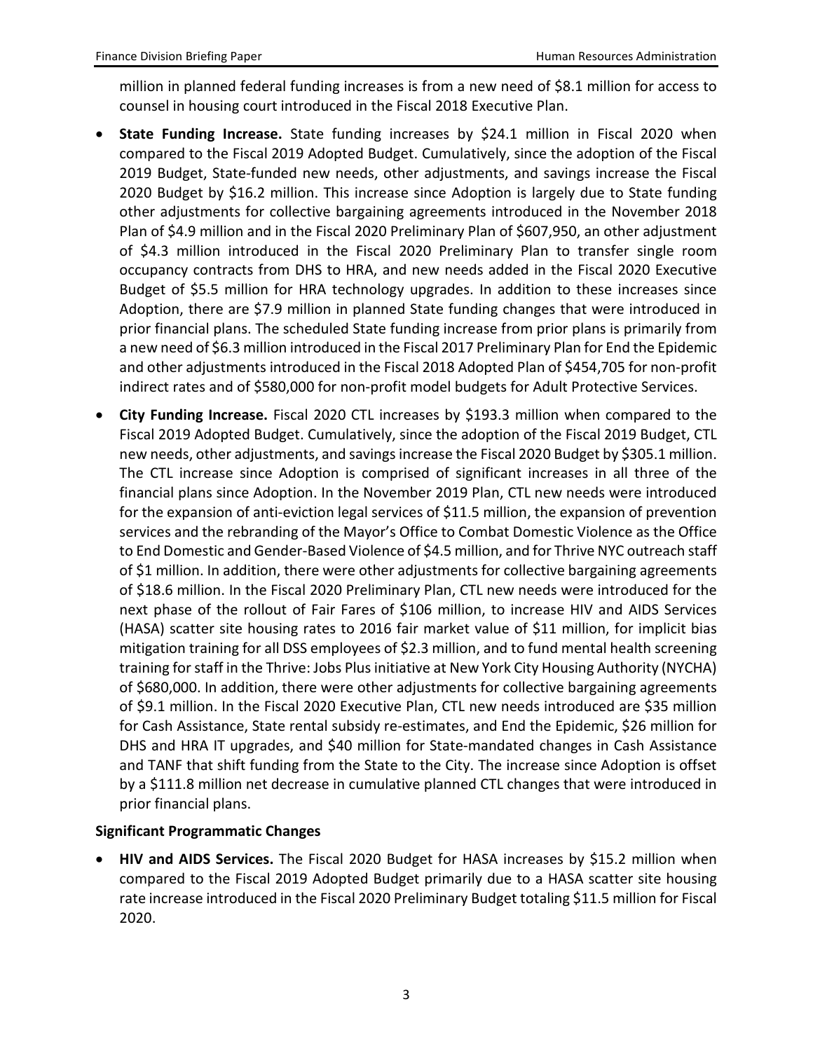million in planned federal funding increases is from a new need of $8.1 million for access to counsel in housing court introduced in the Fiscal 2018 Executive Plan.

- **State Funding Increase.** State funding increases by $24.1 million in Fiscal 2020 when compared to the Fiscal 2019 Adopted Budget. Cumulatively, since the adoption of the Fiscal 2019 Budget, State-funded new needs, other adjustments, and savings increase the Fiscal 2020 Budget by $16.2 million. This increase since Adoption is largely due to State funding other adjustments for collective bargaining agreements introduced in the November 2018 Plan of $4.9 million and in the Fiscal 2020 Preliminary Plan of $607,950, an other adjustment of $4.3 million introduced in the Fiscal 2020 Preliminary Plan to transfer single room occupancy contracts from DHS to HRA, and new needs added in the Fiscal 2020 Executive Budget of $5.5 million for HRA technology upgrades. In addition to these increases since Adoption, there are $7.9 million in planned State funding changes that were introduced in prior financial plans. The scheduled State funding increase from prior plans is primarily from a new need of $6.3 million introduced in the Fiscal 2017 Preliminary Plan for End the Epidemic and other adjustments introduced in the Fiscal 2018 Adopted Plan of $454,705 for non-profit indirect rates and of $580,000 for non-profit model budgets for Adult Protective Services.
- **City Funding Increase.** Fiscal 2020 CTL increases by $193.3 million when compared to the Fiscal 2019 Adopted Budget. Cumulatively, since the adoption of the Fiscal 2019 Budget, CTL new needs, other adjustments, and savings increase the Fiscal 2020 Budget by $305.1 million. The CTL increase since Adoption is comprised of significant increases in all three of the financial plans since Adoption. In the November 2019 Plan, CTL new needs were introduced for the expansion of anti-eviction legal services of $11.5 million, the expansion of prevention services and the rebranding of the Mayor's Office to Combat Domestic Violence as the Office to End Domestic and Gender-Based Violence of $4.5 million, and for Thrive NYC outreach staff of $1 million. In addition, there were other adjustments for collective bargaining agreements of $18.6 million. In the Fiscal 2020 Preliminary Plan, CTL new needs were introduced for the next phase of the rollout of Fair Fares of $106 million, to increase HIV and AIDS Services (HASA) scatter site housing rates to 2016 fair market value of $11 million, for implicit bias mitigation training for all DSS employees of $2.3 million, and to fund mental health screening training for staff in the Thrive: Jobs Plus initiative at New York City Housing Authority (NYCHA) of $680,000. In addition, there were other adjustments for collective bargaining agreements of $9.1 million. In the Fiscal 2020 Executive Plan, CTL new needs introduced are $35 million for Cash Assistance, State rental subsidy re-estimates, and End the Epidemic, $26 million for DHS and HRA IT upgrades, and $40 million for State-mandated changes in Cash Assistance and TANF that shift funding from the State to the City. The increase since Adoption is offset by a $111.8 million net decrease in cumulative planned CTL changes that were introduced in prior financial plans.

**Significant Programmatic Changes**

- **HIV and AIDS Services.** The Fiscal 2020 Budget for HASA increases by $15.2 million when compared to the Fiscal 2019 Adopted Budget primarily due to a HASA scatter site housing rate increase introduced in the Fiscal 2020 Preliminary Budget totaling $11.5 million for Fiscal 2020.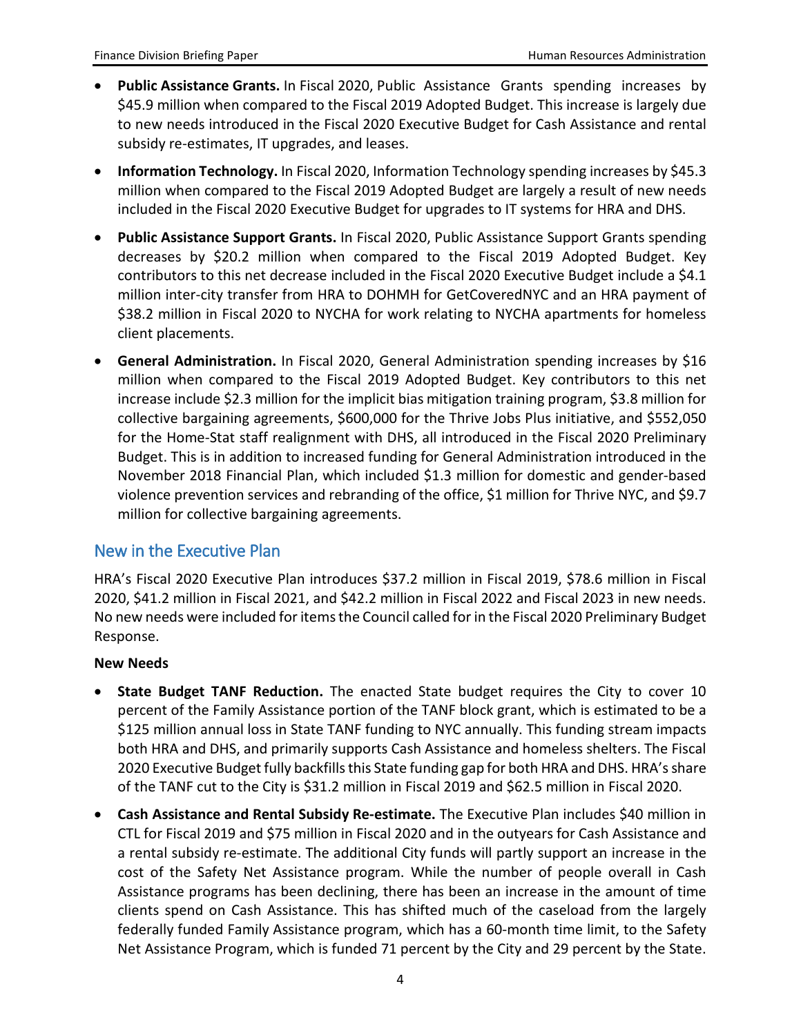- **Public Assistance Grants.** In Fiscal 2020, Public Assistance Grants spending increases by $45.9 million when compared to the Fiscal 2019 Adopted Budget. This increase is largely due to new needs introduced in the Fiscal 2020 Executive Budget for Cash Assistance and rental subsidy re-estimates, IT upgrades, and leases.
- **Information Technology.** In Fiscal 2020, Information Technology spending increases by $45.3 million when compared to the Fiscal 2019 Adopted Budget are largely a result of new needs included in the Fiscal 2020 Executive Budget for upgrades to IT systems for HRA and DHS.
- **Public Assistance Support Grants.** In Fiscal 2020, Public Assistance Support Grants spending decreases by $20.2 million when compared to the Fiscal 2019 Adopted Budget. Key contributors to this net decrease included in the Fiscal 2020 Executive Budget include a $4.1 million inter-city transfer from HRA to DOHMH for GetCoveredNYC and an HRA payment of $38.2 million in Fiscal 2020 to NYCHA for work relating to NYCHA apartments for homeless client placements.
- **General Administration.** In Fiscal 2020, General Administration spending increases by $16 million when compared to the Fiscal 2019 Adopted Budget. Key contributors to this net increase include $2.3 million for the implicit bias mitigation training program, $3.8 million for collective bargaining agreements, $600,000 for the Thrive Jobs Plus initiative, and $552,050 for the Home-Stat staff realignment with DHS, all introduced in the Fiscal 2020 Preliminary Budget. This is in addition to increased funding for General Administration introduced in the November 2018 Financial Plan, which included $1.3 million for domestic and gender-based violence prevention services and rebranding of the office, $1 million for Thrive NYC, and $9.7 million for collective bargaining agreements.

## New in the Executive Plan

HRA's Fiscal 2020 Executive Plan introduces $37.2 million in Fiscal 2019, $78.6 million in Fiscal 2020, $41.2 million in Fiscal 2021, and $42.2 million in Fiscal 2022 and Fiscal 2023 in new needs. No new needs were included for items the Council called for in the Fiscal 2020 Preliminary Budget Response.

**New Needs**

- **State Budget TANF Reduction.** The enacted State budget requires the City to cover 10 percent of the Family Assistance portion of the TANF block grant, which is estimated to be a $125 million annual loss in State TANF funding to NYC annually. This funding stream impacts both HRA and DHS, and primarily supports Cash Assistance and homeless shelters. The Fiscal 2020 Executive Budget fully backfills this State funding gap for both HRA and DHS. HRA's share of the TANF cut to the City is $31.2 million in Fiscal 2019 and $62.5 million in Fiscal 2020.
- **Cash Assistance and Rental Subsidy Re-estimate.** The Executive Plan includes $40 million in CTL for Fiscal 2019 and $75 million in Fiscal 2020 and in the outyears for Cash Assistance and a rental subsidy re-estimate. The additional City funds will partly support an increase in the cost of the Safety Net Assistance program. While the number of people overall in Cash Assistance programs has been declining, there has been an increase in the amount of time clients spend on Cash Assistance. This has shifted much of the caseload from the largely federally funded Family Assistance program, which has a 60-month time limit, to the Safety Net Assistance Program, which is funded 71 percent by the City and 29 percent by the State.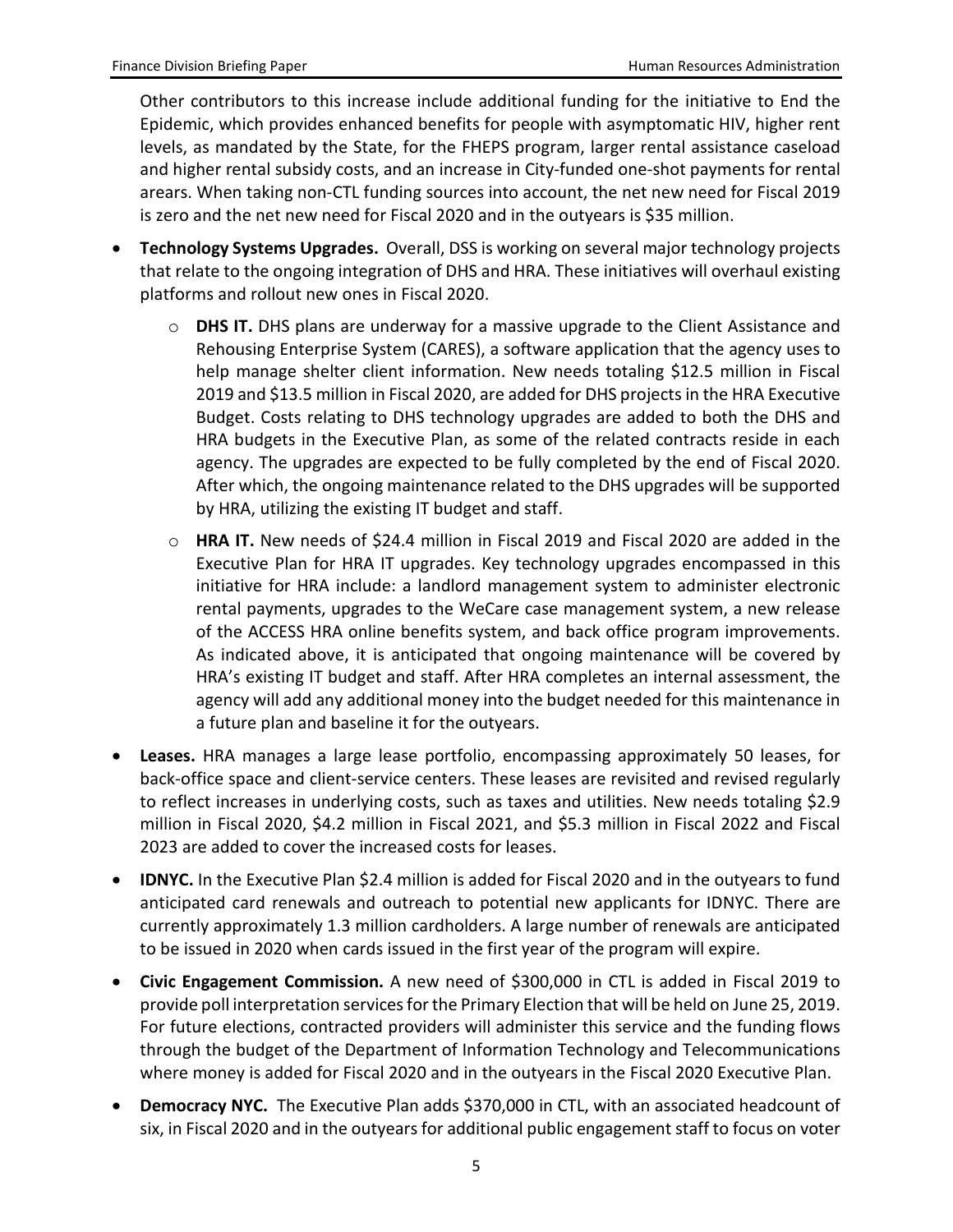Other contributors to this increase include additional funding for the initiative to End the Epidemic, which provides enhanced benefits for people with asymptomatic HIV, higher rent levels, as mandated by the State, for the FHEPS program, larger rental assistance caseload and higher rental subsidy costs, and an increase in City-funded one-shot payments for rental arears. When taking non-CTL funding sources into account, the net new need for Fiscal 2019 is zero and the net new need for Fiscal 2020 and in the outyears is $35 million.

- **Technology Systems Upgrades.** Overall, DSS is working on several major technology projects that relate to the ongoing integration of DHS and HRA. These initiatives will overhaul existing platforms and rollout new ones in Fiscal 2020.
  - **DHS IT.** DHS plans are underway for a massive upgrade to the Client Assistance and Rehousing Enterprise System (CARES), a software application that the agency uses to help manage shelter client information. New needs totaling $12.5 million in Fiscal 2019 and $13.5 million in Fiscal 2020, are added for DHS projects in the HRA Executive Budget. Costs relating to DHS technology upgrades are added to both the DHS and HRA budgets in the Executive Plan, as some of the related contracts reside in each agency. The upgrades are expected to be fully completed by the end of Fiscal 2020. After which, the ongoing maintenance related to the DHS upgrades will be supported by HRA, utilizing the existing IT budget and staff.
  - **HRA IT.** New needs of $24.4 million in Fiscal 2019 and Fiscal 2020 are added in the Executive Plan for HRA IT upgrades. Key technology upgrades encompassed in this initiative for HRA include: a landlord management system to administer electronic rental payments, upgrades to the WeCare case management system, a new release of the ACCESS HRA online benefits system, and back office program improvements. As indicated above, it is anticipated that ongoing maintenance will be covered by HRA's existing IT budget and staff. After HRA completes an internal assessment, the agency will add any additional money into the budget needed for this maintenance in a future plan and baseline it for the outyears.
- **Leases.** HRA manages a large lease portfolio, encompassing approximately 50 leases, for back-office space and client-service centers. These leases are revisited and revised regularly to reflect increases in underlying costs, such as taxes and utilities. New needs totaling $2.9 million in Fiscal 2020, $4.2 million in Fiscal 2021, and $5.3 million in Fiscal 2022 and Fiscal 2023 are added to cover the increased costs for leases.
- **IDNYC.** In the Executive Plan $2.4 million is added for Fiscal 2020 and in the outyears to fund anticipated card renewals and outreach to potential new applicants for IDNYC. There are currently approximately 1.3 million cardholders. A large number of renewals are anticipated to be issued in 2020 when cards issued in the first year of the program will expire.
- **Civic Engagement Commission.** A new need of $300,000 in CTL is added in Fiscal 2019 to provide poll interpretation services for the Primary Election that will be held on June 25, 2019. For future elections, contracted providers will administer this service and the funding flows through the budget of the Department of Information Technology and Telecommunications where money is added for Fiscal 2020 and in the outyears in the Fiscal 2020 Executive Plan.
- **Democracy NYC.** The Executive Plan adds $370,000 in CTL, with an associated headcount of six, in Fiscal 2020 and in the outyears for additional public engagement staff to focus on voter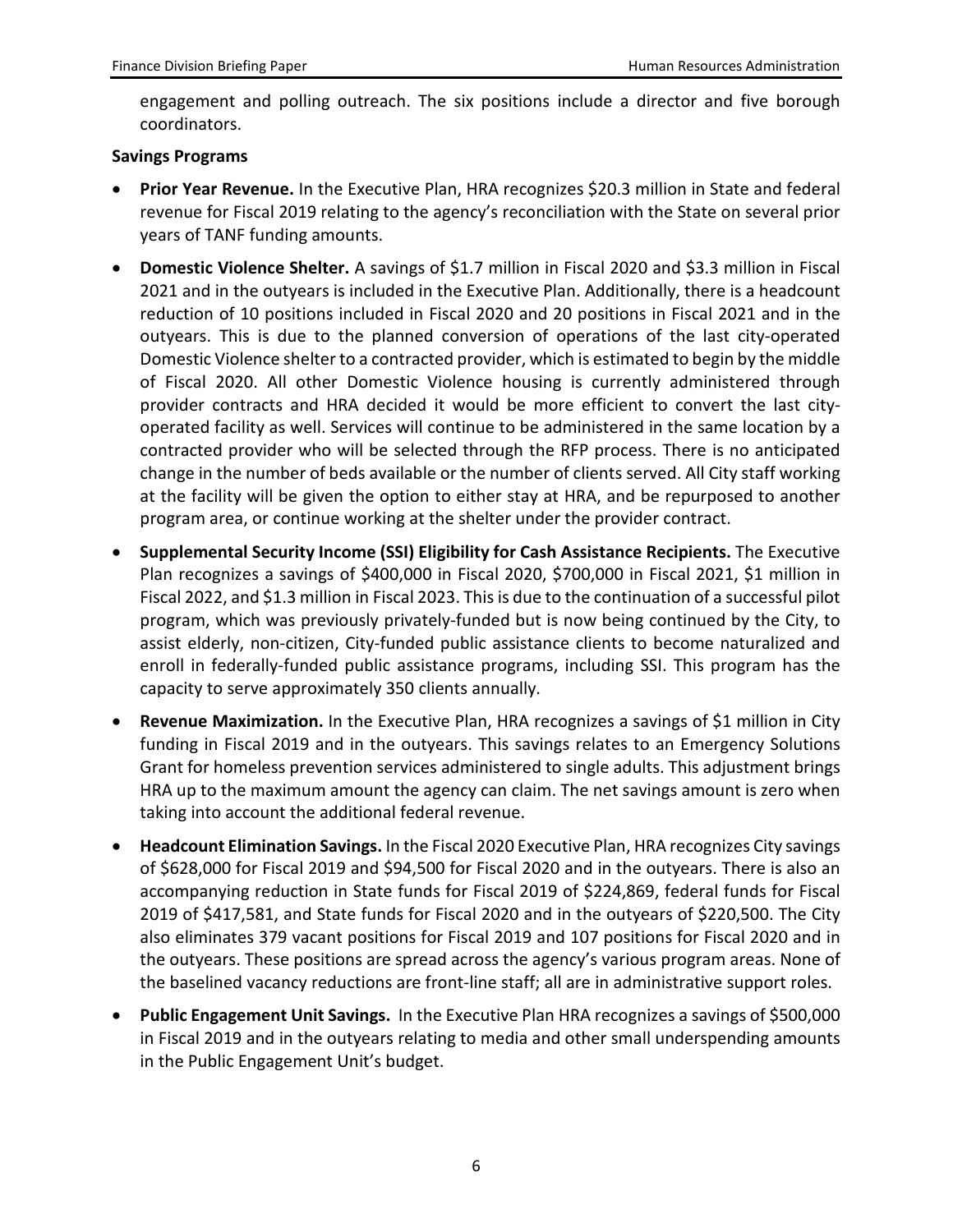engagement and polling outreach. The six positions include a director and five borough coordinators.

**Savings Programs**

- **Prior Year Revenue.** In the Executive Plan, HRA recognizes $20.3 million in State and federal revenue for Fiscal 2019 relating to the agency's reconciliation with the State on several prior years of TANF funding amounts.
- **Domestic Violence Shelter.** A savings of $1.7 million in Fiscal 2020 and $3.3 million in Fiscal 2021 and in the outyears is included in the Executive Plan. Additionally, there is a headcount reduction of 10 positions included in Fiscal 2020 and 20 positions in Fiscal 2021 and in the outyears. This is due to the planned conversion of operations of the last city-operated Domestic Violence shelter to a contracted provider, which is estimated to begin by the middle of Fiscal 2020. All other Domestic Violence housing is currently administered through provider contracts and HRA decided it would be more efficient to convert the last city-operated facility as well. Services will continue to be administered in the same location by a contracted provider who will be selected through the RFP process. There is no anticipated change in the number of beds available or the number of clients served. All City staff working at the facility will be given the option to either stay at HRA, and be repurposed to another program area, or continue working at the shelter under the provider contract.
- **Supplemental Security Income (SSI) Eligibility for Cash Assistance Recipients.** The Executive Plan recognizes a savings of $400,000 in Fiscal 2020, $700,000 in Fiscal 2021, $1 million in Fiscal 2022, and $1.3 million in Fiscal 2023. This is due to the continuation of a successful pilot program, which was previously privately-funded but is now being continued by the City, to assist elderly, non-citizen, City-funded public assistance clients to become naturalized and enroll in federally-funded public assistance programs, including SSI. This program has the capacity to serve approximately 350 clients annually.
- **Revenue Maximization.** In the Executive Plan, HRA recognizes a savings of $1 million in City funding in Fiscal 2019 and in the outyears. This savings relates to an Emergency Solutions Grant for homeless prevention services administered to single adults. This adjustment brings HRA up to the maximum amount the agency can claim. The net savings amount is zero when taking into account the additional federal revenue.
- **Headcount Elimination Savings.** In the Fiscal 2020 Executive Plan, HRA recognizes City savings of $628,000 for Fiscal 2019 and $94,500 for Fiscal 2020 and in the outyears. There is also an accompanying reduction in State funds for Fiscal 2019 of $224,869, federal funds for Fiscal 2019 of $417,581, and State funds for Fiscal 2020 and in the outyears of $220,500. The City also eliminates 379 vacant positions for Fiscal 2019 and 107 positions for Fiscal 2020 and in the outyears. These positions are spread across the agency's various program areas. None of the baselined vacancy reductions are front-line staff; all are in administrative support roles.
- **Public Engagement Unit Savings.** In the Executive Plan HRA recognizes a savings of $500,000 in Fiscal 2019 and in the outyears relating to media and other small underspending amounts in the Public Engagement Unit's budget.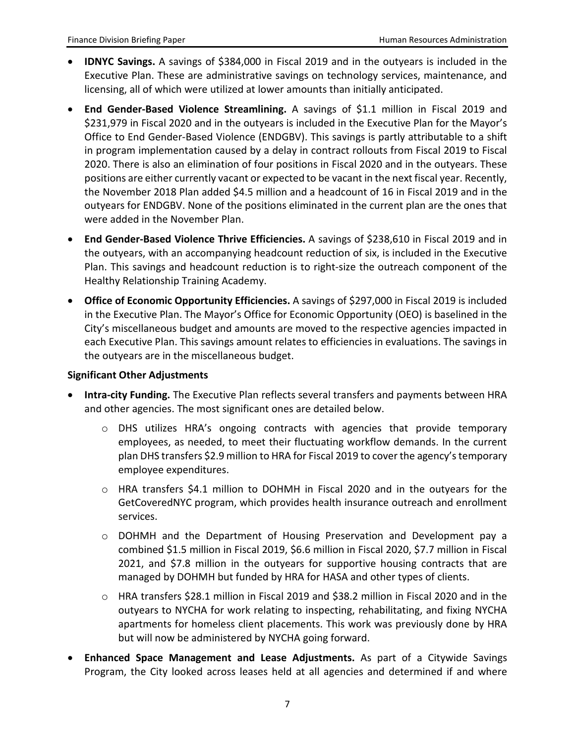- **IDNYC Savings.** A savings of $384,000 in Fiscal 2019 and in the outyears is included in the Executive Plan. These are administrative savings on technology services, maintenance, and licensing, all of which were utilized at lower amounts than initially anticipated.

- **End Gender-Based Violence Streamlining.** A savings of $1.1 million in Fiscal 2019 and $231,979 in Fiscal 2020 and in the outyears is included in the Executive Plan for the Mayor's Office to End Gender-Based Violence (ENDGBV). This savings is partly attributable to a shift in program implementation caused by a delay in contract rollouts from Fiscal 2019 to Fiscal 2020. There is also an elimination of four positions in Fiscal 2020 and in the outyears. These positions are either currently vacant or expected to be vacant in the next fiscal year. Recently, the November 2018 Plan added $4.5 million and a headcount of 16 in Fiscal 2019 and in the outyears for ENDGBV. None of the positions eliminated in the current plan are the ones that were added in the November Plan.

- **End Gender-Based Violence Thrive Efficiencies.** A savings of $238,610 in Fiscal 2019 and in the outyears, with an accompanying headcount reduction of six, is included in the Executive Plan. This savings and headcount reduction is to right-size the outreach component of the Healthy Relationship Training Academy.

- **Office of Economic Opportunity Efficiencies.** A savings of $297,000 in Fiscal 2019 is included in the Executive Plan. The Mayor's Office for Economic Opportunity (OEO) is baselined in the City's miscellaneous budget and amounts are moved to the respective agencies impacted in each Executive Plan. This savings amount relates to efficiencies in evaluations. The savings in the outyears are in the miscellaneous budget.

**Significant Other Adjustments**

- **Intra-city Funding.** The Executive Plan reflects several transfers and payments between HRA and other agencies. The most significant ones are detailed below.
  - DHS utilizes HRA's ongoing contracts with agencies that provide temporary employees, as needed, to meet their fluctuating workflow demands. In the current plan DHS transfers $2.9 million to HRA for Fiscal 2019 to cover the agency's temporary employee expenditures.
  - HRA transfers $4.1 million to DOHMH in Fiscal 2020 and in the outyears for the GetCoveredNYC program, which provides health insurance outreach and enrollment services.
  - DOHMH and the Department of Housing Preservation and Development pay a combined $1.5 million in Fiscal 2019, $6.6 million in Fiscal 2020, $7.7 million in Fiscal 2021, and $7.8 million in the outyears for supportive housing contracts that are managed by DOHMH but funded by HRA for HASA and other types of clients.
  - HRA transfers $28.1 million in Fiscal 2019 and $38.2 million in Fiscal 2020 and in the outyears to NYCHA for work relating to inspecting, rehabilitating, and fixing NYCHA apartments for homeless client placements. This work was previously done by HRA but will now be administered by NYCHA going forward.

- **Enhanced Space Management and Lease Adjustments.** As part of a Citywide Savings Program, the City looked across leases held at all agencies and determined if and where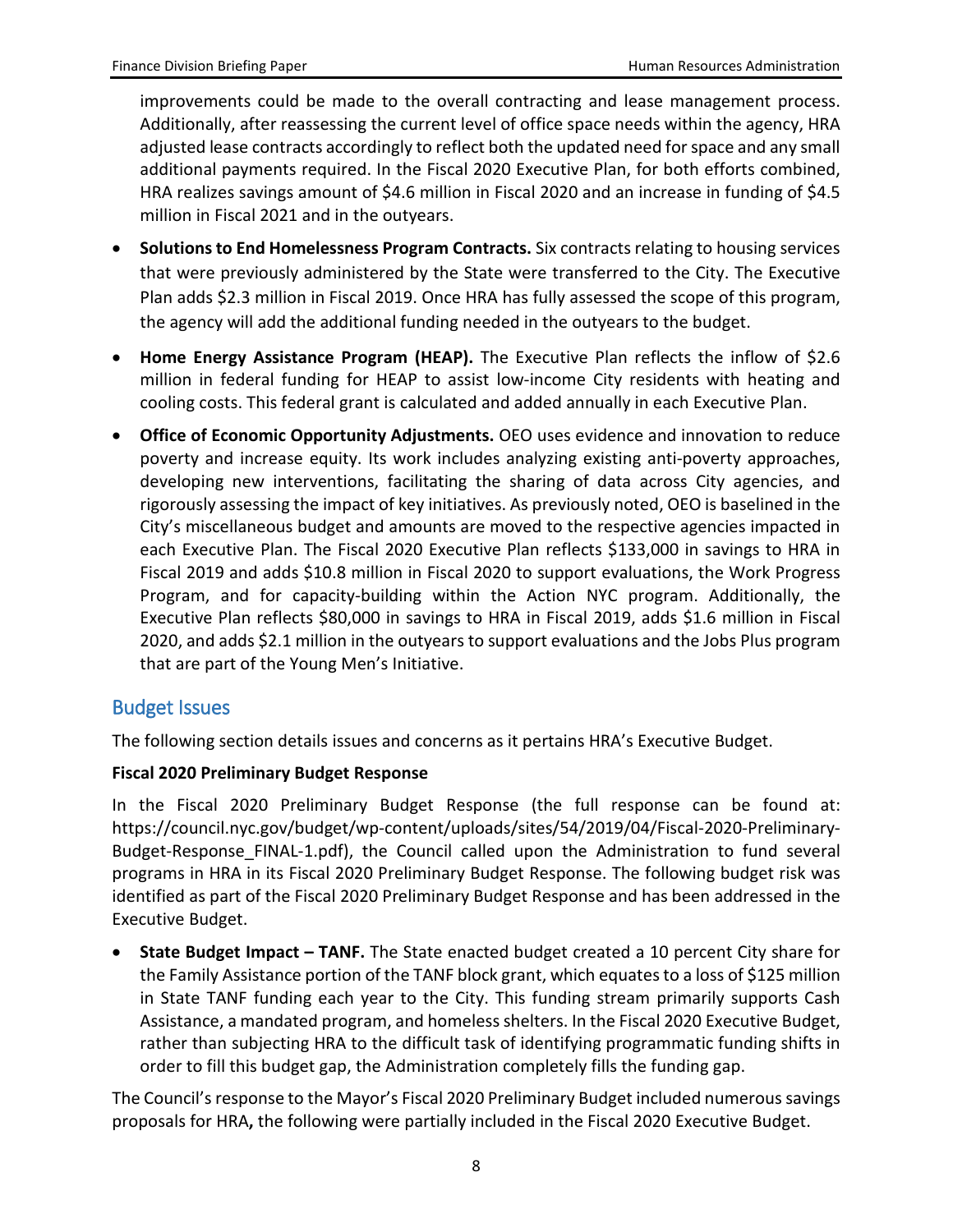improvements could be made to the overall contracting and lease management process. Additionally, after reassessing the current level of office space needs within the agency, HRA adjusted lease contracts accordingly to reflect both the updated need for space and any small additional payments required. In the Fiscal 2020 Executive Plan, for both efforts combined, HRA realizes savings amount of $4.6 million in Fiscal 2020 and an increase in funding of $4.5 million in Fiscal 2021 and in the outyears.

- **Solutions to End Homelessness Program Contracts.** Six contracts relating to housing services that were previously administered by the State were transferred to the City. The Executive Plan adds $2.3 million in Fiscal 2019. Once HRA has fully assessed the scope of this program, the agency will add the additional funding needed in the outyears to the budget.
- **Home Energy Assistance Program (HEAP).** The Executive Plan reflects the inflow of $2.6 million in federal funding for HEAP to assist low-income City residents with heating and cooling costs. This federal grant is calculated and added annually in each Executive Plan.
- **Office of Economic Opportunity Adjustments.** OEO uses evidence and innovation to reduce poverty and increase equity. Its work includes analyzing existing anti-poverty approaches, developing new interventions, facilitating the sharing of data across City agencies, and rigorously assessing the impact of key initiatives. As previously noted, OEO is baselined in the City's miscellaneous budget and amounts are moved to the respective agencies impacted in each Executive Plan. The Fiscal 2020 Executive Plan reflects $133,000 in savings to HRA in Fiscal 2019 and adds $10.8 million in Fiscal 2020 to support evaluations, the Work Progress Program, and for capacity-building within the Action NYC program. Additionally, the Executive Plan reflects $80,000 in savings to HRA in Fiscal 2019, adds $1.6 million in Fiscal 2020, and adds $2.1 million in the outyears to support evaluations and the Jobs Plus program that are part of the Young Men's Initiative.

## Budget Issues

The following section details issues and concerns as it pertains HRA's Executive Budget.

**Fiscal 2020 Preliminary Budget Response**

In the Fiscal 2020 Preliminary Budget Response (the full response can be found at: https://council.nyc.gov/budget/wp-content/uploads/sites/54/2019/04/Fiscal-2020-Preliminary-Budget-Response_FINAL-1.pdf), the Council called upon the Administration to fund several programs in HRA in its Fiscal 2020 Preliminary Budget Response. The following budget risk was identified as part of the Fiscal 2020 Preliminary Budget Response and has been addressed in the Executive Budget.

- **State Budget Impact – TANF.** The State enacted budget created a 10 percent City share for the Family Assistance portion of the TANF block grant, which equates to a loss of $125 million in State TANF funding each year to the City. This funding stream primarily supports Cash Assistance, a mandated program, and homeless shelters. In the Fiscal 2020 Executive Budget, rather than subjecting HRA to the difficult task of identifying programmatic funding shifts in order to fill this budget gap, the Administration completely fills the funding gap.

The Council's response to the Mayor's Fiscal 2020 Preliminary Budget included numerous savings proposals for HRA**,** the following were partially included in the Fiscal 2020 Executive Budget.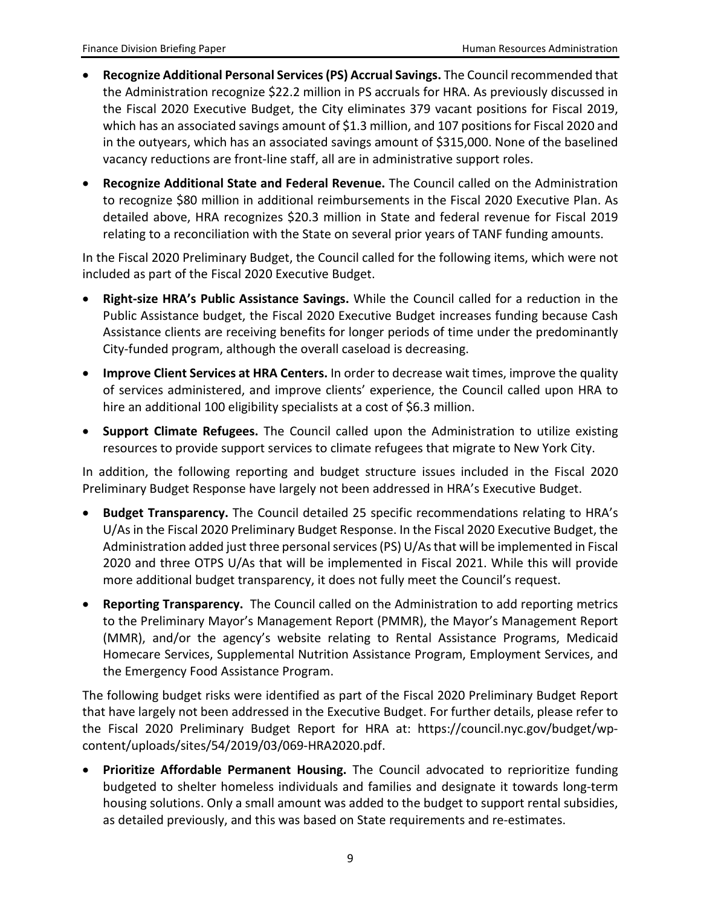- **Recognize Additional Personal Services (PS) Accrual Savings.** The Council recommended that the Administration recognize $22.2 million in PS accruals for HRA. As previously discussed in the Fiscal 2020 Executive Budget, the City eliminates 379 vacant positions for Fiscal 2019, which has an associated savings amount of $1.3 million, and 107 positions for Fiscal 2020 and in the outyears, which has an associated savings amount of $315,000. None of the baselined vacancy reductions are front-line staff, all are in administrative support roles.
- **Recognize Additional State and Federal Revenue.** The Council called on the Administration to recognize $80 million in additional reimbursements in the Fiscal 2020 Executive Plan. As detailed above, HRA recognizes $20.3 million in State and federal revenue for Fiscal 2019 relating to a reconciliation with the State on several prior years of TANF funding amounts.

In the Fiscal 2020 Preliminary Budget, the Council called for the following items, which were not included as part of the Fiscal 2020 Executive Budget.

- **Right-size HRA's Public Assistance Savings.** While the Council called for a reduction in the Public Assistance budget, the Fiscal 2020 Executive Budget increases funding because Cash Assistance clients are receiving benefits for longer periods of time under the predominantly City-funded program, although the overall caseload is decreasing.
- **Improve Client Services at HRA Centers.** In order to decrease wait times, improve the quality of services administered, and improve clients' experience, the Council called upon HRA to hire an additional 100 eligibility specialists at a cost of $6.3 million.
- **Support Climate Refugees.** The Council called upon the Administration to utilize existing resources to provide support services to climate refugees that migrate to New York City.

In addition, the following reporting and budget structure issues included in the Fiscal 2020 Preliminary Budget Response have largely not been addressed in HRA's Executive Budget.

- **Budget Transparency.** The Council detailed 25 specific recommendations relating to HRA's U/As in the Fiscal 2020 Preliminary Budget Response. In the Fiscal 2020 Executive Budget, the Administration added just three personal services (PS) U/As that will be implemented in Fiscal 2020 and three OTPS U/As that will be implemented in Fiscal 2021. While this will provide more additional budget transparency, it does not fully meet the Council's request.
- **Reporting Transparency.** The Council called on the Administration to add reporting metrics to the Preliminary Mayor's Management Report (PMMR), the Mayor's Management Report (MMR), and/or the agency's website relating to Rental Assistance Programs, Medicaid Homecare Services, Supplemental Nutrition Assistance Program, Employment Services, and the Emergency Food Assistance Program.

The following budget risks were identified as part of the Fiscal 2020 Preliminary Budget Report that have largely not been addressed in the Executive Budget. For further details, please refer to the Fiscal 2020 Preliminary Budget Report for HRA at: https://council.nyc.gov/budget/wp-content/uploads/sites/54/2019/03/069-HRA2020.pdf.

- **Prioritize Affordable Permanent Housing.** The Council advocated to reprioritize funding budgeted to shelter homeless individuals and families and designate it towards long-term housing solutions. Only a small amount was added to the budget to support rental subsidies, as detailed previously, and this was based on State requirements and re-estimates.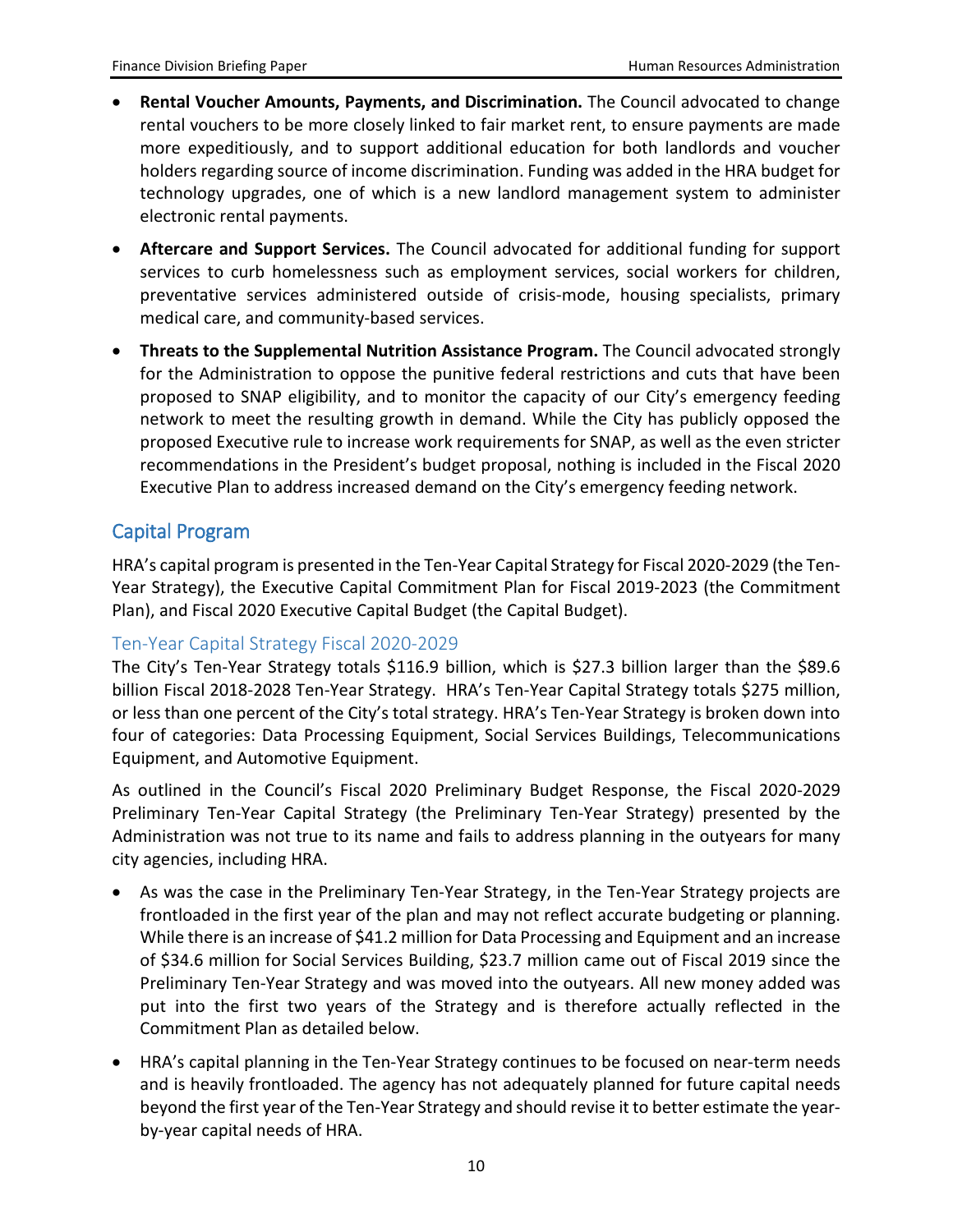- **Rental Voucher Amounts, Payments, and Discrimination.** The Council advocated to change rental vouchers to be more closely linked to fair market rent, to ensure payments are made more expeditiously, and to support additional education for both landlords and voucher holders regarding source of income discrimination. Funding was added in the HRA budget for technology upgrades, one of which is a new landlord management system to administer electronic rental payments.
- **Aftercare and Support Services.** The Council advocated for additional funding for support services to curb homelessness such as employment services, social workers for children, preventative services administered outside of crisis-mode, housing specialists, primary medical care, and community-based services.
- **Threats to the Supplemental Nutrition Assistance Program.** The Council advocated strongly for the Administration to oppose the punitive federal restrictions and cuts that have been proposed to SNAP eligibility, and to monitor the capacity of our City's emergency feeding network to meet the resulting growth in demand. While the City has publicly opposed the proposed Executive rule to increase work requirements for SNAP, as well as the even stricter recommendations in the President's budget proposal, nothing is included in the Fiscal 2020 Executive Plan to address increased demand on the City's emergency feeding network.

## Capital Program

HRA's capital program is presented in the Ten-Year Capital Strategy for Fiscal 2020-2029 (the Ten-Year Strategy), the Executive Capital Commitment Plan for Fiscal 2019-2023 (the Commitment Plan), and Fiscal 2020 Executive Capital Budget (the Capital Budget).

### Ten-Year Capital Strategy Fiscal 2020-2029

The City's Ten-Year Strategy totals $116.9 billion, which is $27.3 billion larger than the $89.6 billion Fiscal 2018-2028 Ten-Year Strategy. HRA's Ten-Year Capital Strategy totals $275 million, or less than one percent of the City's total strategy. HRA's Ten-Year Strategy is broken down into four of categories: Data Processing Equipment, Social Services Buildings, Telecommunications Equipment, and Automotive Equipment.

As outlined in the Council's Fiscal 2020 Preliminary Budget Response, the Fiscal 2020-2029 Preliminary Ten-Year Capital Strategy (the Preliminary Ten-Year Strategy) presented by the Administration was not true to its name and fails to address planning in the outyears for many city agencies, including HRA.

- As was the case in the Preliminary Ten-Year Strategy, in the Ten-Year Strategy projects are frontloaded in the first year of the plan and may not reflect accurate budgeting or planning. While there is an increase of $41.2 million for Data Processing and Equipment and an increase of $34.6 million for Social Services Building, $23.7 million came out of Fiscal 2019 since the Preliminary Ten-Year Strategy and was moved into the outyears. All new money added was put into the first two years of the Strategy and is therefore actually reflected in the Commitment Plan as detailed below.
- HRA's capital planning in the Ten-Year Strategy continues to be focused on near-term needs and is heavily frontloaded. The agency has not adequately planned for future capital needs beyond the first year of the Ten-Year Strategy and should revise it to better estimate the year-by-year capital needs of HRA.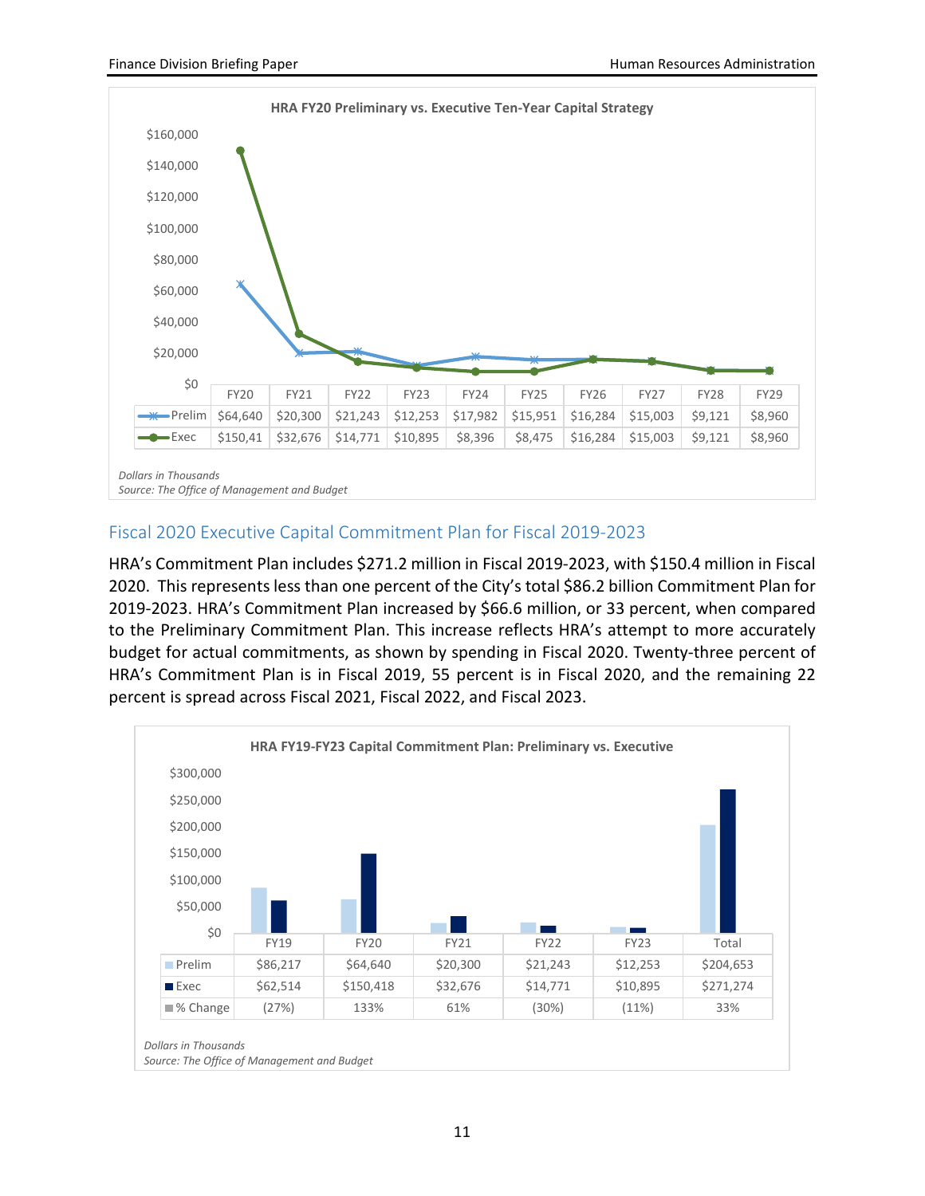**HRA FY20 Preliminary vs. Executive Ten-Year Capital Strategy**

| | FY20 | FY21 | FY22 | FY23 | FY24 | FY25 | FY26 | FY27 | FY28 | FY29 |
|---|---|---|---|---|---|---|---|---|---|---|
| Prelim | $64,640 | $20,300 | $21,243 | $12,253 | $17,982 | $15,951 | $16,284 | $15,003 | $9,121 | $8,960 |
| Exec | $150,41 | $32,676 | $14,771 | $10,895 | $8,396 | $8,475 | $16,284 | $15,003 | $9,121 | $8,960 |

*Dollars in Thousands*
*Source: The Office of Management and Budget*

## Fiscal 2020 Executive Capital Commitment Plan for Fiscal 2019-2023

HRA's Commitment Plan includes $271.2 million in Fiscal 2019-2023, with $150.4 million in Fiscal 2020. This represents less than one percent of the City's total $86.2 billion Commitment Plan for 2019-2023. HRA's Commitment Plan increased by $66.6 million, or 33 percent, when compared to the Preliminary Commitment Plan. This increase reflects HRA's attempt to more accurately budget for actual commitments, as shown by spending in Fiscal 2020. Twenty-three percent of HRA's Commitment Plan is in Fiscal 2019, 55 percent is in Fiscal 2020, and the remaining 22 percent is spread across Fiscal 2021, Fiscal 2022, and Fiscal 2023.

**HRA FY19-FY23 Capital Commitment Plan: Preliminary vs. Executive**

| | FY19 | FY20 | FY21 | FY22 | FY23 | Total |
|---|---|---|---|---|---|---|
| Prelim | $86,217 | $64,640 | $20,300 | $21,243 | $12,253 | $204,653 |
| Exec | $62,514 | $150,418 | $32,676 | $14,771 | $10,895 | $271,274 |
| % Change | (27%) | 133% | 61% | (30%) | (11%) | 33% |

*Dollars in Thousands*
*Source: The Office of Management and Budget*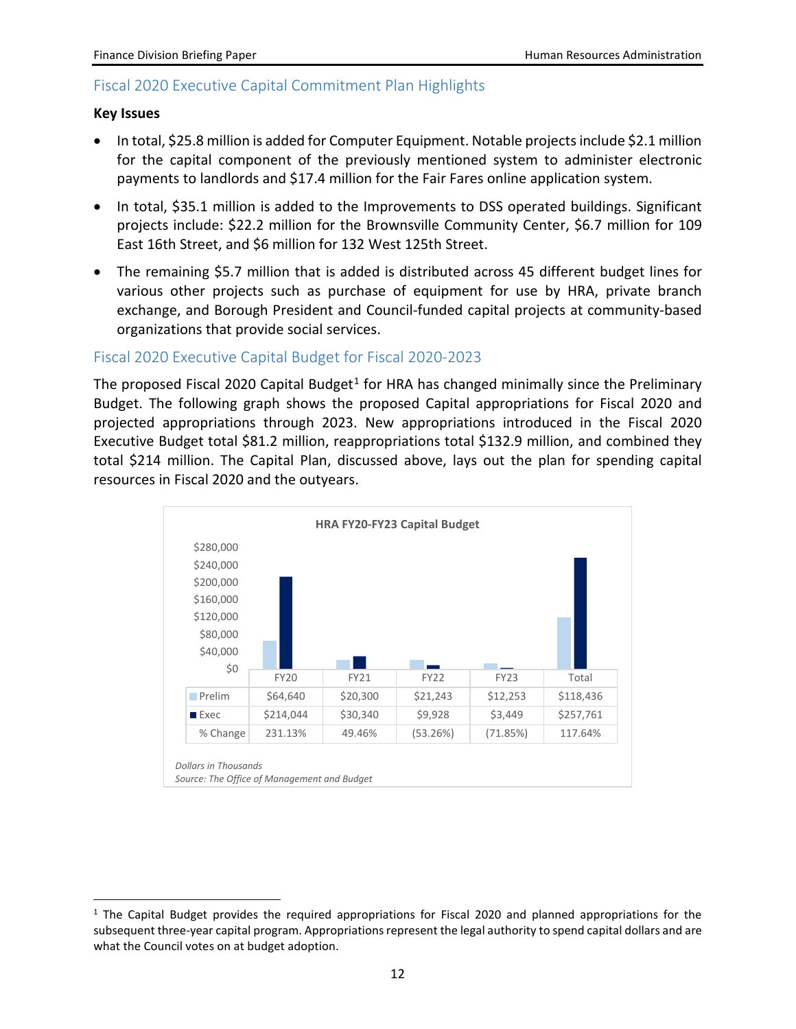## Fiscal 2020 Executive Capital Commitment Plan Highlights

**Key Issues**

- In total, $25.8 million is added for Computer Equipment. Notable projects include $2.1 million for the capital component of the previously mentioned system to administer electronic payments to landlords and $17.4 million for the Fair Fares online application system.
- In total, $35.1 million is added to the Improvements to DSS operated buildings. Significant projects include: $22.2 million for the Brownsville Community Center, $6.7 million for 109 East 16th Street, and $6 million for 132 West 125th Street.
- The remaining $5.7 million that is added is distributed across 45 different budget lines for various other projects such as purchase of equipment for use by HRA, private branch exchange, and Borough President and Council-funded capital projects at community-based organizations that provide social services.

## Fiscal 2020 Executive Capital Budget for Fiscal 2020-2023

The proposed Fiscal 2020 Capital Budget[1] for HRA has changed minimally since the Preliminary Budget. The following graph shows the proposed Capital appropriations for Fiscal 2020 and projected appropriations through 2023. New appropriations introduced in the Fiscal 2020 Executive Budget total $81.2 million, reappropriations total $132.9 million, and combined they total $214 million. The Capital Plan, discussed above, lays out the plan for spending capital resources in Fiscal 2020 and the outyears.

**HRA FY20-FY23 Capital Budget**

| | FY20 | FY21 | FY22 | FY23 | Total |
|---|---|---|---|---|---|
| Prelim | $64,640 | $20,300 | $21,243 | $12,253 | $118,436 |
| Exec | $214,044 | $30,340 | $9,928 | $3,449 | $257,761 |
| % Change | 231.13% | 49.46% | (53.26%) | (71.85%) | 117.64% |

*Dollars in Thousands*
*Source: The Office of Management and Budget*

[1] The Capital Budget provides the required appropriations for Fiscal 2020 and planned appropriations for the subsequent three-year capital program. Appropriations represent the legal authority to spend capital dollars and are what the Council votes on at budget adoption.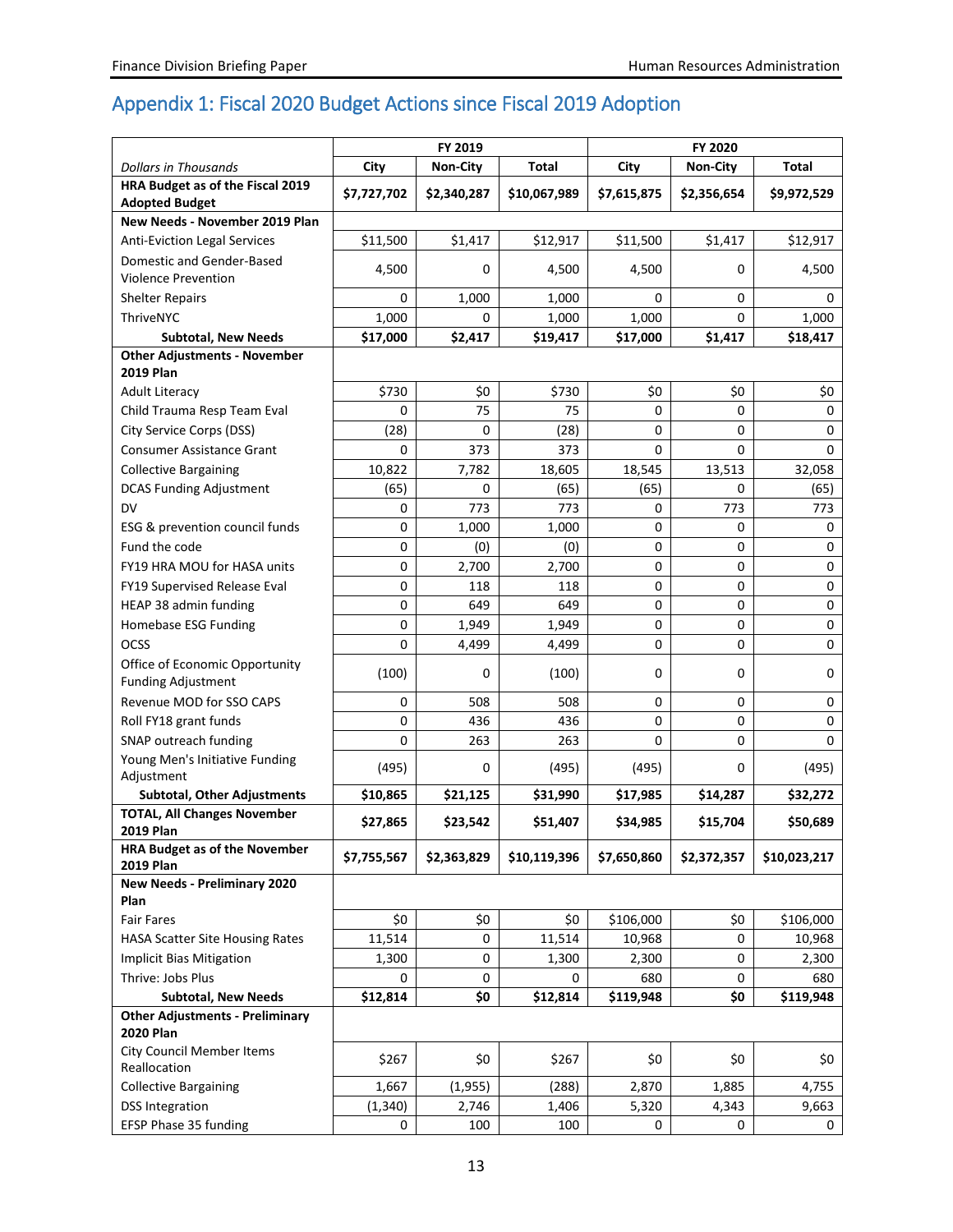## Appendix 1: Fiscal 2020 Budget Actions since Fiscal 2019 Adoption

| | FY 2019 | | | FY 2020 | | |
|---|---|---|---|---|---|---|
| *Dollars in Thousands* | City | Non-City | Total | City | Non-City | Total |
| **HRA Budget as of the Fiscal 2019 Adopted Budget** | **$7,727,702** | **$2,340,287** | **$10,067,989** | **$7,615,875** | **$2,356,654** | **$9,972,529** |
| **New Needs - November 2019 Plan** | | | | | | |
| Anti-Eviction Legal Services | $11,500 | $1,417 | $12,917 | $11,500 | $1,417 | $12,917 |
| Domestic and Gender-Based Violence Prevention | 4,500 | 0 | 4,500 | 4,500 | 0 | 4,500 |
| Shelter Repairs | 0 | 1,000 | 1,000 | 0 | 0 | 0 |
| ThriveNYC | 1,000 | 0 | 1,000 | 1,000 | 0 | 1,000 |
| **Subtotal, New Needs** | **$17,000** | **$2,417** | **$19,417** | **$17,000** | **$1,417** | **$18,417** |
| **Other Adjustments - November 2019 Plan** | | | | | | |
| Adult Literacy | $730 | $0 | $730 | $0 | $0 | $0 |
| Child Trauma Resp Team Eval | 0 | 75 | 75 | 0 | 0 | 0 |
| City Service Corps (DSS) | (28) | 0 | (28) | 0 | 0 | 0 |
| Consumer Assistance Grant | 0 | 373 | 373 | 0 | 0 | 0 |
| Collective Bargaining | 10,822 | 7,782 | 18,605 | 18,545 | 13,513 | 32,058 |
| DCAS Funding Adjustment | (65) | 0 | (65) | (65) | 0 | (65) |
| DV | 0 | 773 | 773 | 0 | 773 | 773 |
| ESG & prevention council funds | 0 | 1,000 | 1,000 | 0 | 0 | 0 |
| Fund the code | 0 | (0) | (0) | 0 | 0 | 0 |
| FY19 HRA MOU for HASA units | 0 | 2,700 | 2,700 | 0 | 0 | 0 |
| FY19 Supervised Release Eval | 0 | 118 | 118 | 0 | 0 | 0 |
| HEAP 38 admin funding | 0 | 649 | 649 | 0 | 0 | 0 |
| Homebase ESG Funding | 0 | 1,949 | 1,949 | 0 | 0 | 0 |
| OCSS | 0 | 4,499 | 4,499 | 0 | 0 | 0 |
| Office of Economic Opportunity Funding Adjustment | (100) | 0 | (100) | 0 | 0 | 0 |
| Revenue MOD for SSO CAPS | 0 | 508 | 508 | 0 | 0 | 0 |
| Roll FY18 grant funds | 0 | 436 | 436 | 0 | 0 | 0 |
| SNAP outreach funding | 0 | 263 | 263 | 0 | 0 | 0 |
| Young Men's Initiative Funding Adjustment | (495) | 0 | (495) | (495) | 0 | (495) |
| **Subtotal, Other Adjustments** | **$10,865** | **$21,125** | **$31,990** | **$17,985** | **$14,287** | **$32,272** |
| **TOTAL, All Changes November 2019 Plan** | **$27,865** | **$23,542** | **$51,407** | **$34,985** | **$15,704** | **$50,689** |
| **HRA Budget as of the November 2019 Plan** | **$7,755,567** | **$2,363,829** | **$10,119,396** | **$7,650,860** | **$2,372,357** | **$10,023,217** |
| **New Needs - Preliminary 2020 Plan** | | | | | | |
| Fair Fares | $0 | $0 | $0 | $106,000 | $0 | $106,000 |
| HASA Scatter Site Housing Rates | 11,514 | 0 | 11,514 | 10,968 | 0 | 10,968 |
| Implicit Bias Mitigation | 1,300 | 0 | 1,300 | 2,300 | 0 | 2,300 |
| Thrive: Jobs Plus | 0 | 0 | 0 | 680 | 0 | 680 |
| **Subtotal, New Needs** | **$12,814** | **$0** | **$12,814** | **$119,948** | **$0** | **$119,948** |
| **Other Adjustments - Preliminary 2020 Plan** | | | | | | |
| City Council Member Items Reallocation | $267 | $0 | $267 | $0 | $0 | $0 |
| Collective Bargaining | 1,667 | (1,955) | (288) | 2,870 | 1,885 | 4,755 |
| DSS Integration | (1,340) | 2,746 | 1,406 | 5,320 | 4,343 | 9,663 |
| EFSP Phase 35 funding | 0 | 100 | 100 | 0 | 0 | 0 |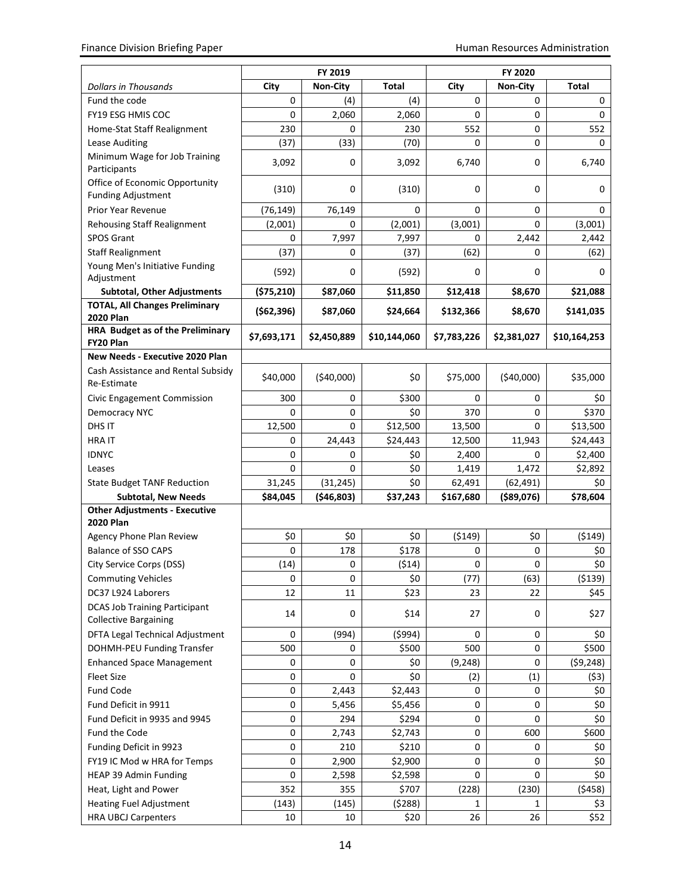| | FY 2019 | | | FY 2020 | | |
|---|---|---|---|---|---|---|
| *Dollars in Thousands* | **City** | **Non-City** | **Total** | **City** | **Non-City** | **Total** |
| Fund the code | 0 | (4) | (4) | 0 | 0 | 0 |
| FY19 ESG HMIS COC | 0 | 2,060 | 2,060 | 0 | 0 | 0 |
| Home-Stat Staff Realignment | 230 | 0 | 230 | 552 | 0 | 552 |
| Lease Auditing | (37) | (33) | (70) | 0 | 0 | 0 |
| Minimum Wage for Job Training Participants | 3,092 | 0 | 3,092 | 6,740 | 0 | 6,740 |
| Office of Economic Opportunity Funding Adjustment | (310) | 0 | (310) | 0 | 0 | 0 |
| Prior Year Revenue | (76,149) | 76,149 | 0 | 0 | 0 | 0 |
| Rehousing Staff Realignment | (2,001) | 0 | (2,001) | (3,001) | 0 | (3,001) |
| SPOS Grant | 0 | 7,997 | 7,997 | 0 | 2,442 | 2,442 |
| Staff Realignment | (37) | 0 | (37) | (62) | 0 | (62) |
| Young Men's Initiative Funding Adjustment | (592) | 0 | (592) | 0 | 0 | 0 |
| **Subtotal, Other Adjustments** | **($75,210)** | **$87,060** | **$11,850** | **$12,418** | **$8,670** | **$21,088** |
| **TOTAL, All Changes Preliminary 2020 Plan** | **($62,396)** | **$87,060** | **$24,664** | **$132,366** | **$8,670** | **$141,035** |
| **HRA Budget as of the Preliminary FY20 Plan** | **$7,693,171** | **$2,450,889** | **$10,144,060** | **$7,783,226** | **$2,381,027** | **$10,164,253** |
| **New Needs - Executive 2020 Plan** | | | | | | |
| Cash Assistance and Rental Subsidy Re-Estimate | $40,000 | ($40,000) | $0 | $75,000 | ($40,000) | $35,000 |
| Civic Engagement Commission | 300 | 0 | $300 | 0 | 0 | $0 |
| Democracy NYC | 0 | 0 | $0 | 370 | 0 | $370 |
| DHS IT | 12,500 | 0 | $12,500 | 13,500 | 0 | $13,500 |
| HRA IT | 0 | 24,443 | $24,443 | 12,500 | 11,943 | $24,443 |
| IDNYC | 0 | 0 | $0 | 2,400 | 0 | $2,400 |
| Leases | 0 | 0 | $0 | 1,419 | 1,472 | $2,892 |
| State Budget TANF Reduction | 31,245 | (31,245) | $0 | 62,491 | (62,491) | $0 |
| **Subtotal, New Needs** | **$84,045** | **($46,803)** | **$37,243** | **$167,680** | **($89,076)** | **$78,604** |
| **Other Adjustments - Executive 2020 Plan** | | | | | | |
| Agency Phone Plan Review | $0 | $0 | $0 | ($149) | $0 | ($149) |
| Balance of SSO CAPS | 0 | 178 | $178 | 0 | 0 | $0 |
| City Service Corps (DSS) | (14) | 0 | ($14) | 0 | 0 | $0 |
| Commuting Vehicles | 0 | 0 | $0 | (77) | (63) | ($139) |
| DC37 L924 Laborers | 12 | 11 | $23 | 23 | 22 | $45 |
| DCAS Job Training Participant Collective Bargaining | 14 | 0 | $14 | 27 | 0 | $27 |
| DFTA Legal Technical Adjustment | 0 | (994) | ($994) | 0 | 0 | $0 |
| DOHMH-PEU Funding Transfer | 500 | 0 | $500 | 500 | 0 | $500 |
| Enhanced Space Management | 0 | 0 | $0 | (9,248) | 0 | ($9,248) |
| Fleet Size | 0 | 0 | $0 | (2) | (1) | ($3) |
| Fund Code | 0 | 2,443 | $2,443 | 0 | 0 | $0 |
| Fund Deficit in 9911 | 0 | 5,456 | $5,456 | 0 | 0 | $0 |
| Fund Deficit in 9935 and 9945 | 0 | 294 | $294 | 0 | 0 | $0 |
| Fund the Code | 0 | 2,743 | $2,743 | 0 | 600 | $600 |
| Funding Deficit in 9923 | 0 | 210 | $210 | 0 | 0 | $0 |
| FY19 IC Mod w HRA for Temps | 0 | 2,900 | $2,900 | 0 | 0 | $0 |
| HEAP 39 Admin Funding | 0 | 2,598 | $2,598 | 0 | 0 | $0 |
| Heat, Light and Power | 352 | 355 | $707 | (228) | (230) | ($458) |
| Heating Fuel Adjustment | (143) | (145) | ($288) | 1 | 1 | $3 |
| HRA UBCJ Carpenters | 10 | 10 | $20 | 26 | 26 | $52 |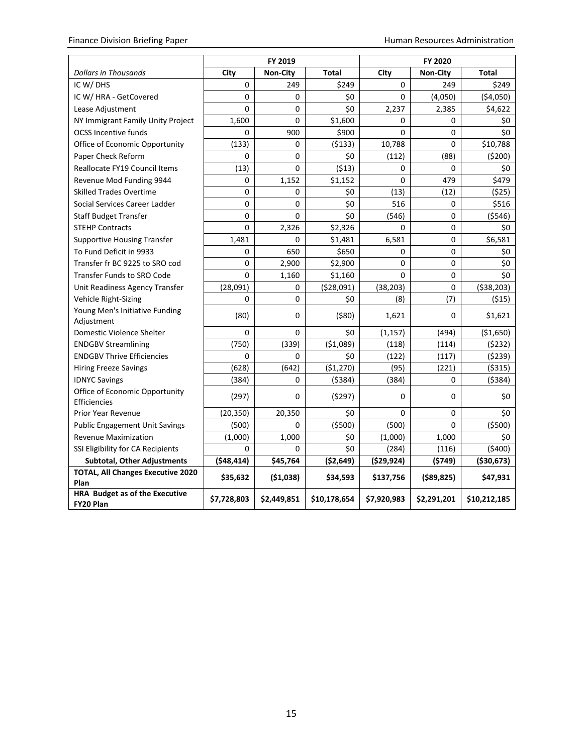| | FY 2019 | | | FY 2020 | | |
|---|---|---|---|---|---|---|
| *Dollars in Thousands* | **City** | **Non-City** | **Total** | **City** | **Non-City** | **Total** |
| IC W/ DHS | 0 | 249 | $249 | 0 | 249 | $249 |
| IC W/ HRA - GetCovered | 0 | 0 | $0 | 0 | (4,050) | ($4,050) |
| Lease Adjustment | 0 | 0 | $0 | 2,237 | 2,385 | $4,622 |
| NY Immigrant Family Unity Project | 1,600 | 0 | $1,600 | 0 | 0 | $0 |
| OCSS Incentive funds | 0 | 900 | $900 | 0 | 0 | $0 |
| Office of Economic Opportunity | (133) | 0 | ($133) | 10,788 | 0 | $10,788 |
| Paper Check Reform | 0 | 0 | $0 | (112) | (88) | ($200) |
| Reallocate FY19 Council Items | (13) | 0 | ($13) | 0 | 0 | $0 |
| Revenue Mod Funding 9944 | 0 | 1,152 | $1,152 | 0 | 479 | $479 |
| Skilled Trades Overtime | 0 | 0 | $0 | (13) | (12) | ($25) |
| Social Services Career Ladder | 0 | 0 | $0 | 516 | 0 | $516 |
| Staff Budget Transfer | 0 | 0 | $0 | (546) | 0 | ($546) |
| STEHP Contracts | 0 | 2,326 | $2,326 | 0 | 0 | $0 |
| Supportive Housing Transfer | 1,481 | 0 | $1,481 | 6,581 | 0 | $6,581 |
| To Fund Deficit in 9933 | 0 | 650 | $650 | 0 | 0 | $0 |
| Transfer fr BC 9225 to SRO cod | 0 | 2,900 | $2,900 | 0 | 0 | $0 |
| Transfer Funds to SRO Code | 0 | 1,160 | $1,160 | 0 | 0 | $0 |
| Unit Readiness Agency Transfer | (28,091) | 0 | ($28,091) | (38,203) | 0 | ($38,203) |
| Vehicle Right-Sizing | 0 | 0 | $0 | (8) | (7) | ($15) |
| Young Men's Initiative Funding Adjustment | (80) | 0 | ($80) | 1,621 | 0 | $1,621 |
| Domestic Violence Shelter | 0 | 0 | $0 | (1,157) | (494) | ($1,650) |
| ENDGBV Streamlining | (750) | (339) | ($1,089) | (118) | (114) | ($232) |
| ENDGBV Thrive Efficiencies | 0 | 0 | $0 | (122) | (117) | ($239) |
| Hiring Freeze Savings | (628) | (642) | ($1,270) | (95) | (221) | ($315) |
| IDNYC Savings | (384) | 0 | ($384) | (384) | 0 | ($384) |
| Office of Economic Opportunity Efficiencies | (297) | 0 | ($297) | 0 | 0 | $0 |
| Prior Year Revenue | (20,350) | 20,350 | $0 | 0 | 0 | $0 |
| Public Engagement Unit Savings | (500) | 0 | ($500) | (500) | 0 | ($500) |
| Revenue Maximization | (1,000) | 1,000 | $0 | (1,000) | 1,000 | $0 |
| SSI Eligibility for CA Recipients | 0 | 0 | $0 | (284) | (116) | ($400) |
| **Subtotal, Other Adjustments** | **($48,414)** | **$45,764** | **($2,649)** | **($29,924)** | **($749)** | **($30,673)** |
| **TOTAL, All Changes Executive 2020 Plan** | **$35,632** | **($1,038)** | **$34,593** | **$137,756** | **($89,825)** | **$47,931** |
| **HRA Budget as of the Executive FY20 Plan** | **$7,728,803** | **$2,449,851** | **$10,178,654** | **$7,920,983** | **$2,291,201** | **$10,212,185** |